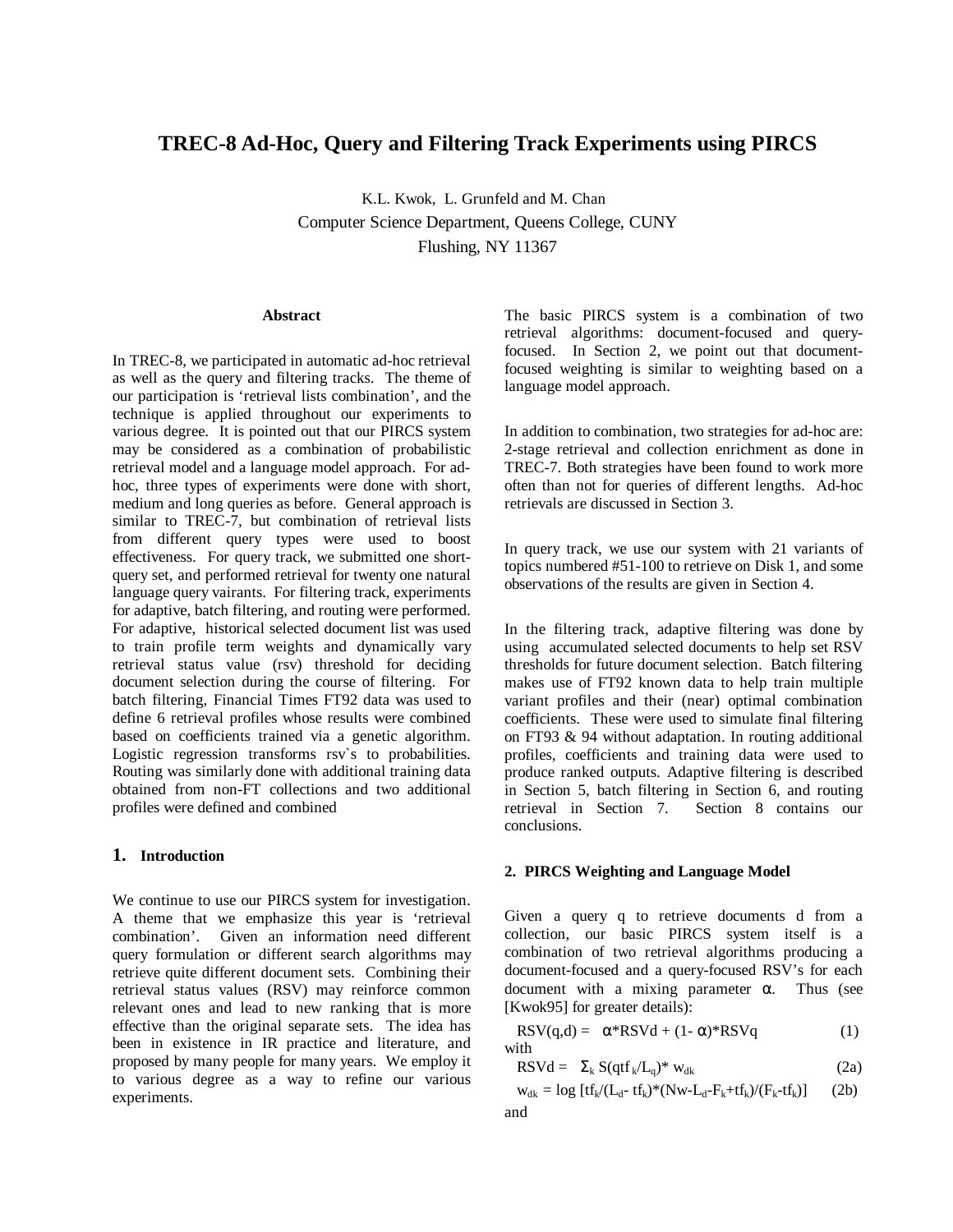# TREC-8 Ad-Hoc, Query and Filtering Track Experiments using PIRCS

K.L. Kwok, L. Grunfeld and M. Chan
Computer Science Department, Queens College, CUNY
Flushing, NY 11367

### Abstract

In TREC-8, we participated in automatic ad-hoc retrieval as well as the query and filtering tracks. The theme of our participation is 'retrieval lists combination', and the technique is applied throughout our experiments to various degree. It is pointed out that our PIRCS system may be considered as a combination of probabilistic retrieval model and a language model approach. For ad-hoc, three types of experiments were done with short, medium and long queries as before. General approach is similar to TREC-7, but combination of retrieval lists from different query types were used to boost effectiveness. For query track, we submitted one short-query set, and performed retrieval for twenty one natural language query vairants. For filtering track, experiments for adaptive, batch filtering, and routing were performed. For adaptive, historical selected document list was used to train profile term weights and dynamically vary retrieval status value (rsv) threshold for deciding document selection during the course of filtering. For batch filtering, Financial Times FT92 data was used to define 6 retrieval profiles whose results were combined based on coefficients trained via a genetic algorithm. Logistic regression transforms rsv`s to probabilities. Routing was similarly done with additional training data obtained from non-FT collections and two additional profiles were defined and combined

## 1. Introduction

We continue to use our PIRCS system for investigation. A theme that we emphasize this year is 'retrieval combination'. Given an information need different query formulation or different search algorithms may retrieve quite different document sets. Combining their retrieval status values (RSV) may reinforce common relevant ones and lead to new ranking that is more effective than the original separate sets. The idea has been in existence in IR practice and literature, and proposed by many people for many years. We employ it to various degree as a way to refine our various experiments.

The basic PIRCS system is a combination of two retrieval algorithms: document-focused and query-focused. In Section 2, we point out that document-focused weighting is similar to weighting based on a language model approach.

In addition to combination, two strategies for ad-hoc are: 2-stage retrieval and collection enrichment as done in TREC-7. Both strategies have been found to work more often than not for queries of different lengths. Ad-hoc retrievals are discussed in Section 3.

In query track, we use our system with 21 variants of topics numbered #51-100 to retrieve on Disk 1, and some observations of the results are given in Section 4.

In the filtering track, adaptive filtering was done by using accumulated selected documents to help set RSV thresholds for future document selection. Batch filtering makes use of FT92 known data to help train multiple variant profiles and their (near) optimal combination coefficients. These were used to simulate final filtering on FT93 & 94 without adaptation. In routing additional profiles, coefficients and training data were used to produce ranked outputs. Adaptive filtering is described in Section 5, batch filtering in Section 6, and routing retrieval in Section 7. Section 8 contains our conclusions.

## 2. PIRCS Weighting and Language Model

Given a query q to retrieve documents d from a collection, our basic PIRCS system itself is a combination of two retrieval algorithms producing a document-focused and a query-focused RSV's for each document with a mixing parameter $\alpha$. Thus (see [Kwok95] for greater details):

$$RSV(q,d) = \alpha * RSVd + (1-\alpha) * RSVq \quad (1)$$

with

$$RSVd = \Sigma_k S(qtf_k/L_q) * w_{dk} \quad (2a)$$

$$w_{dk} = \log [tf_k/(L_d - tf_k) * (Nw - L_d - F_k + tf_k)/(F_k - tf_k)] \quad (2b)$$

and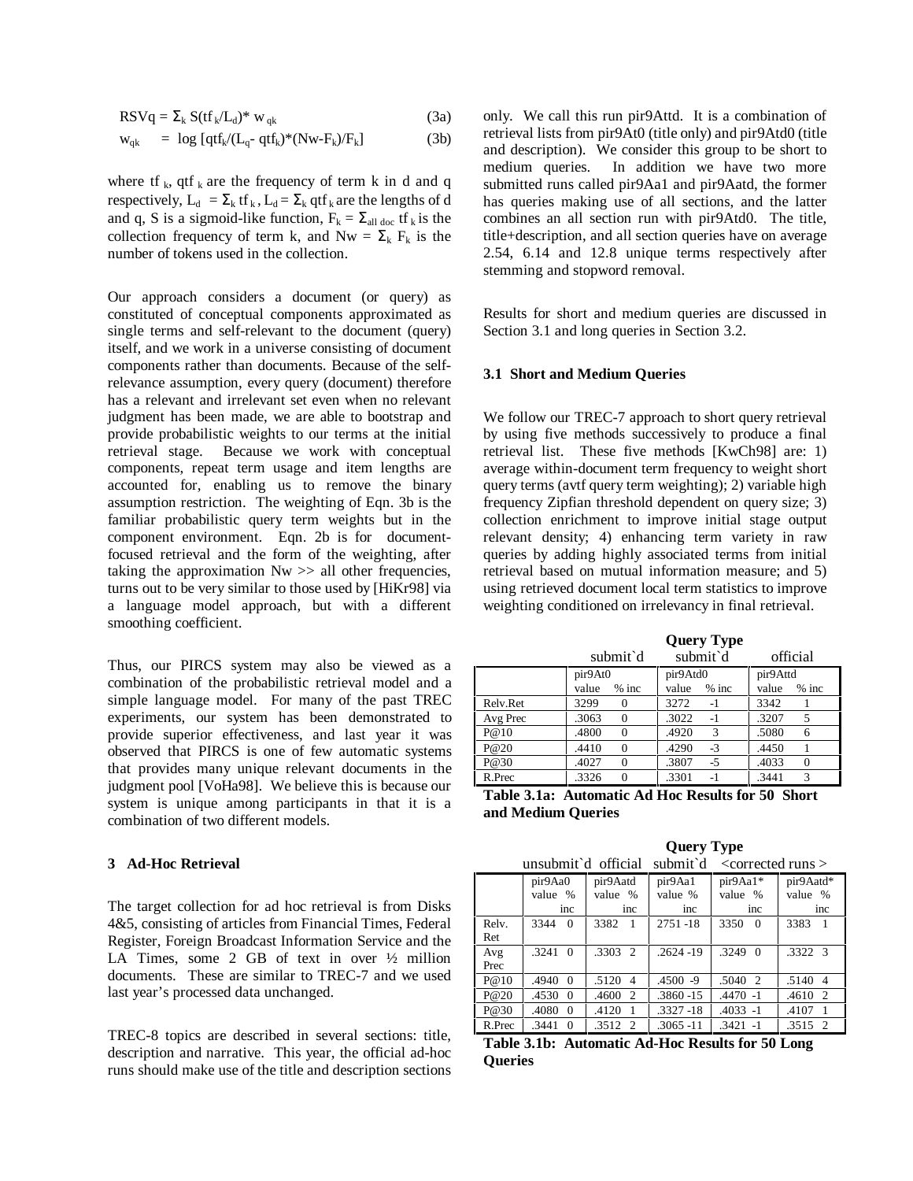$$RSVq = \Sigma_k S(tf_k/L_d) * w_{qk} \quad (3a)$$

$$w_{qk} = \log [qtf_k/(L_q - qtf_k)*(Nw-F_k)/F_k] \quad (3b)$$

where $tf_k$, $qtf_k$ are the frequency of term k in d and q respectively, $L_d = \Sigma_k tf_k$, $L_d = \Sigma_k qtf_k$ are the lengths of d and q, S is a sigmoid-like function, $F_k = \Sigma_{all\ doc} tf_k$ is the collection frequency of term k, and $Nw = \Sigma_k F_k$ is the number of tokens used in the collection.

Our approach considers a document (or query) as constituted of conceptual components approximated as single terms and self-relevant to the document (query) itself, and we work in a universe consisting of document components rather than documents. Because of the self-relevance assumption, every query (document) therefore has a relevant and irrelevant set even when no relevant judgment has been made, we are able to bootstrap and provide probabilistic weights to our terms at the initial retrieval stage. Because we work with conceptual components, repeat term usage and item lengths are accounted for, enabling us to remove the binary assumption restriction. The weighting of Eqn. 3b is the familiar probabilistic query term weights but in the component environment. Eqn. 2b is for document-focused retrieval and the form of the weighting, after taking the approximation Nw >> all other frequencies, turns out to be very similar to those used by [HiKr98] via a language model approach, but with a different smoothing coefficient.

Thus, our PIRCS system may also be viewed as a combination of the probabilistic retrieval model and a simple language model. For many of the past TREC experiments, our system has been demonstrated to provide superior effectiveness, and last year it was observed that PIRCS is one of few automatic systems that provides many unique relevant documents in the judgment pool [VoHa98]. We believe this is because our system is unique among participants in that it is a combination of two different models.

## 3 Ad-Hoc Retrieval

The target collection for ad hoc retrieval is from Disks 4&5, consisting of articles from Financial Times, Federal Register, Foreign Broadcast Information Service and the LA Times, some 2 GB of text in over ½ million documents. These are similar to TREC-7 and we used last year's processed data unchanged.

TREC-8 topics are described in several sections: title, description and narrative. This year, the official ad-hoc runs should make use of the title and description sections only. We call this run pir9Attd. It is a combination of retrieval lists from pir9At0 (title only) and pir9Atd0 (title and description). We consider this group to be short to medium queries. In addition we have two more submitted runs called pir9Aa1 and pir9Aatd, the former has queries making use of all sections, and the latter combines an all section run with pir9Atd0. The title, title+description, and all section queries have on average 2.54, 6.14 and 12.8 unique terms respectively after stemming and stopword removal.

Results for short and medium queries are discussed in Section 3.1 and long queries in Section 3.2.

### 3.1 Short and Medium Queries

We follow our TREC-7 approach to short query retrieval by using five methods successively to produce a final retrieval list. These five methods [KwCh98] are: 1) average within-document term frequency to weight short query terms (avtf query term weighting); 2) variable high frequency Zipfian threshold dependent on query size; 3) collection enrichment to improve initial stage output relevant density; 4) enhancing term variety in raw queries by adding highly associated terms from initial retrieval based on mutual information measure; and 5) using retrieved document local term statistics to improve weighting conditioned on irrelevancy in final retrieval.

| | Query Type | | | | | |
|---|---|---|---|---|---|---|
| | submit`d | | submit`d | | official | |
| | pir9At0 | | pir9Atd0 | | pir9Attd | |
| | value | % inc | value | % inc | value | % inc |
| Relv.Ret | 3299 | 0 | 3272 | -1 | 3342 | 1 |
| Avg Prec | .3063 | 0 | .3022 | -1 | .3207 | 5 |
| P@10 | .4800 | 0 | .4920 | 3 | .5080 | 6 |
| P@20 | .4410 | 0 | .4290 | -3 | .4450 | 1 |
| P@30 | .4027 | 0 | .3807 | -5 | .4033 | 0 |
| R.Prec | .3326 | 0 | .3301 | -1 | .3441 | 3 |

**Table 3.1a: Automatic Ad Hoc Results for 50 Short and Medium Queries**

| | Query Type | | | | | | | | | |
|---|---|---|---|---|---|---|---|---|---|---|
| | unsubmit`d | | official | | submit`d | | <corrected runs > | | | |
| | pir9Aa0 | | pir9Aatd | | pir9Aa1 | | pir9Aa1* | | pir9Aatd* | |
| | value | % inc | value | % inc | value | % inc | value | % inc | value | % inc |
| Relv. Ret | 3344 | 0 | 3382 | 1 | 2751 | -18 | 3350 | 0 | 3383 | 1 |
| Avg Prec | .3241 | 0 | .3303 | 2 | .2624 | -19 | .3249 | 0 | .3322 | 3 |
| P@10 | .4940 | 0 | .5120 | 4 | .4500 | -9 | .5040 | 2 | .5140 | 4 |
| P@20 | .4530 | 0 | .4600 | 2 | .3860 | -15 | .4470 | -1 | .4610 | 2 |
| P@30 | .4080 | 0 | .4120 | 1 | .3327 | -18 | .4033 | -1 | .4107 | 1 |
| R.Prec | .3441 | 0 | .3512 | 2 | .3065 | -11 | .3421 | -1 | .3515 | 2 |

**Table 3.1b: Automatic Ad-Hoc Results for 50 Long Queries**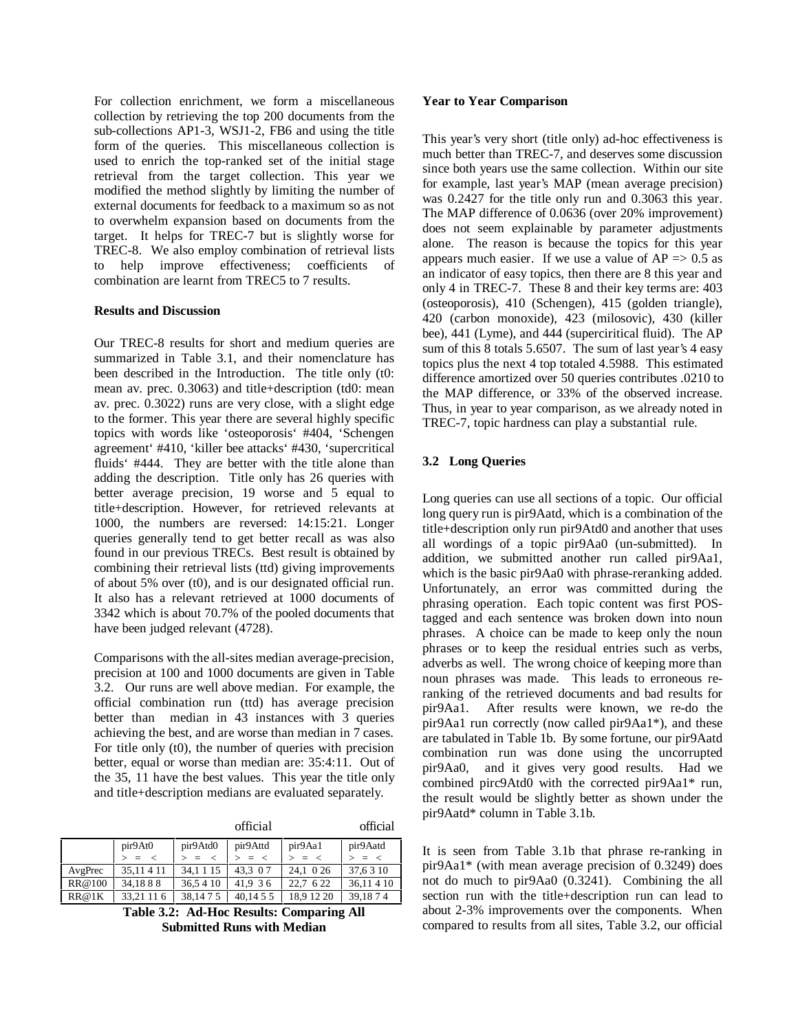For collection enrichment, we form a miscellaneous collection by retrieving the top 200 documents from the sub-collections AP1-3, WSJ1-2, FB6 and using the title form of the queries. This miscellaneous collection is used to enrich the top-ranked set of the initial stage retrieval from the target collection. This year we modified the method slightly by limiting the number of external documents for feedback to a maximum so as not to overwhelm expansion based on documents from the target. It helps for TREC-7 but is slightly worse for TREC-8. We also employ combination of retrieval lists to help improve effectiveness; coefficients of combination are learnt from TREC5 to 7 results.

**Results and Discussion**

Our TREC-8 results for short and medium queries are summarized in Table 3.1, and their nomenclature has been described in the Introduction. The title only (t0: mean av. prec. 0.3063) and title+description (td0: mean av. prec. 0.3022) runs are very close, with a slight edge to the former. This year there are several highly specific topics with words like 'osteoporosis' #404, 'Schengen agreement' #410, 'killer bee attacks' #430, 'supercritical fluids' #444. They are better with the title alone than adding the description. Title only has 26 queries with better average precision, 19 worse and 5 equal to title+description. However, for retrieved relevants at 1000, the numbers are reversed: 14:15:21. Longer queries generally tend to get better recall as was also found in our previous TRECs. Best result is obtained by combining their retrieval lists (ttd) giving improvements of about 5% over (t0), and is our designated official run. It also has a relevant retrieved at 1000 documents of 3342 which is about 70.7% of the pooled documents that have been judged relevant (4728).

Comparisons with the all-sites median average-precision, precision at 100 and 1000 documents are given in Table 3.2. Our runs are well above median. For example, the official combination run (ttd) has average precision better than median in 43 instances with 3 queries achieving the best, and are worse than median in 7 cases. For title only (t0), the number of queries with precision better, equal or worse than median are: 35:4:11. Out of the 35, 11 have the best values. This year the title only and title+description medians are evaluated separately.

| | | | official | | official |
|---|---|---|---|---|---|
| | pir9At0 | pir9Atd0 | pir9Attd | pir9Aa1 | pir9Aatd |
| | > = < | > = < | > = < | > = < | > = < |
| AvgPrec | 35,11 4 11 | 34,1 1 15 | 43,3 0 7 | 24,1 0 26 | 37,6 3 10 |
| RR@100 | 34,18 8 8 | 36,5 4 10 | 41,9 3 6 | 22,7 6 22 | 36,11 4 10 |
| RR@1K | 33,21 11 6 | 38,14 7 5 | 40,14 5 5 | 18,9 12 20 | 39,18 7 4 |

**Table 3.2: Ad-Hoc Results: Comparing All Submitted Runs with Median**

**Year to Year Comparison**

This year's very short (title only) ad-hoc effectiveness is much better than TREC-7, and deserves some discussion since both years use the same collection. Within our site for example, last year's MAP (mean average precision) was 0.2427 for the title only run and 0.3063 this year. The MAP difference of 0.0636 (over 20% improvement) does not seem explainable by parameter adjustments alone. The reason is because the topics for this year appears much easier. If we use a value of AP => 0.5 as an indicator of easy topics, then there are 8 this year and only 4 in TREC-7. These 8 and their key terms are: 403 (osteoporosis), 410 (Schengen), 415 (golden triangle), 420 (carbon monoxide), 423 (milosovic), 430 (killer bee), 441 (Lyme), and 444 (supercritical fluid). The AP sum of this 8 totals 5.6507. The sum of last year's 4 easy topics plus the next 4 top totaled 4.5988. This estimated difference amortized over 50 queries contributes .0210 to the MAP difference, or 33% of the observed increase. Thus, in year to year comparison, as we already noted in TREC-7, topic hardness can play a substantial rule.

### 3.2 Long Queries

Long queries can use all sections of a topic. Our official long query run is pir9Aatd, which is a combination of the title+description only run pir9Atd0 and another that uses all wordings of a topic pir9Aa0 (un-submitted). In addition, we submitted another run called pir9Aa1, which is the basic pir9Aa0 with phrase-reranking added. Unfortunately, an error was committed during the phrasing operation. Each topic content was first POS-tagged and each sentence was broken down into noun phrases. A choice can be made to keep only the noun phrases or to keep the residual entries such as verbs, adverbs as well. The wrong choice of keeping more than noun phrases was made. This leads to erroneous re-ranking of the retrieved documents and bad results for pir9Aa1. After results were known, we re-do the pir9Aa1 run correctly (now called pir9Aa1*), and these are tabulated in Table 1b. By some fortune, our pir9Aatd combination run was done using the uncorrupted pir9Aa0, and it gives very good results. Had we combined pirc9Atd0 with the corrected pir9Aa1* run, the result would be slightly better as shown under the pir9Aatd* column in Table 3.1b.

It is seen from Table 3.1b that phrase re-ranking in pir9Aa1* (with mean average precision of 0.3249) does not do much to pir9Aa0 (0.3241). Combining the all section run with the title+description run can lead to about 2-3% improvements over the components. When compared to results from all sites, Table 3.2, our official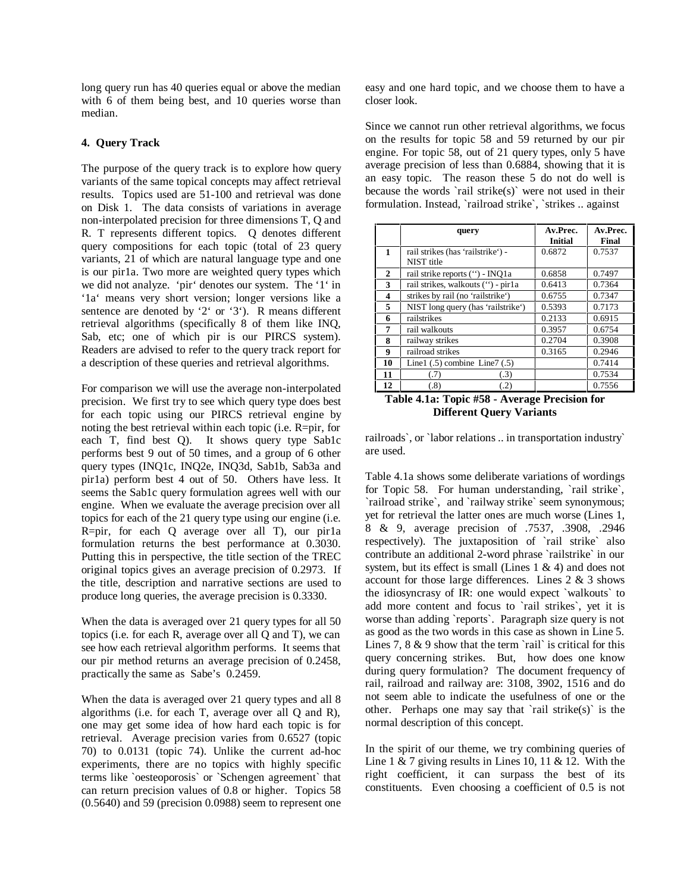long query run has 40 queries equal or above the median with 6 of them being best, and 10 queries worse than median.

#### 4. Query Track

The purpose of the query track is to explore how query variants of the same topical concepts may affect retrieval results. Topics used are 51-100 and retrieval was done on Disk 1. The data consists of variations in average non-interpolated precision for three dimensions T, Q and R. T represents different topics. Q denotes different query compositions for each topic (total of 23 query variants, 21 of which are natural language type and one is our pir1a. Two more are weighted query types which we did not analyze. 'pir' denotes our system. The '1' in '1a' means very short version; longer versions like a sentence are denoted by '2' or '3'). R means different retrieval algorithms (specifically 8 of them like INQ, Sab, etc; one of which pir is our PIRCS system). Readers are advised to refer to the query track report for a description of these queries and retrieval algorithms.

For comparison we will use the average non-interpolated precision. We first try to see which query type does best for each topic using our PIRCS retrieval engine by noting the best retrieval within each topic (i.e. R=pir, for each T, find best Q). It shows query type Sab1c performs best 9 out of 50 times, and a group of 6 other query types (INQ1c, INQ2e, INQ3d, Sab1b, Sab3a and pir1a) perform best 4 out of 50. Others have less. It seems the Sab1c query formulation agrees well with our engine. When we evaluate the average precision over all topics for each of the 21 query type using our engine (i.e. R=pir, for each Q average over all T), our pir1a formulation returns the best performance at 0.3030. Putting this in perspective, the title section of the TREC original topics gives an average precision of 0.2973. If the title, description and narrative sections are used to produce long queries, the average precision is 0.3330.

When the data is averaged over 21 query types for all 50 topics (i.e. for each R, average over all Q and T), we can see how each retrieval algorithm performs. It seems that our pir method returns an average precision of 0.2458, practically the same as Sabe's 0.2459.

When the data is averaged over 21 query types and all 8 algorithms (i.e. for each T, average over all Q and R), one may get some idea of how hard each topic is for retrieval. Average precision varies from 0.6527 (topic 70) to 0.0131 (topic 74). Unlike the current ad-hoc experiments, there are no topics with highly specific terms like `oesteoporosis` or `Schengen agreement` that can return precision values of 0.8 or higher. Topics 58 (0.5640) and 59 (precision 0.0988) seem to represent one easy and one hard topic, and we choose them to have a closer look.

Since we cannot run other retrieval algorithms, we focus on the results for topic 58 and 59 returned by our pir engine. For topic 58, out of 21 query types, only 5 have average precision of less than 0.6884, showing that it is an easy topic. The reason these 5 do not do well is because the words `rail strike(s)` were not used in their formulation. Instead, `railroad strike`, `strikes .. against railroads`, or `labor relations .. in transportation industry` are used.

| | query | | Av.Prec. Initial | Av.Prec. Final |
|---|---|---|---|---|
| **1** | rail strikes (has 'railstrike') - NIST title | | 0.6872 | 0.7537 |
| **2** | rail strike reports ('') - INQ1a | | 0.6858 | 0.7497 |
| **3** | rail strikes, walkouts ('') - pir1a | | 0.6413 | 0.7364 |
| **4** | strikes by rail (no 'railstrike') | | 0.6755 | 0.7347 |
| **5** | NIST long query (has 'railstrike') | | 0.5393 | 0.7173 |
| **6** | railstrikes | | 0.2133 | 0.6915 |
| **7** | rail walkouts | | 0.3957 | 0.6754 |
| **8** | railway strikes | | 0.2704 | 0.3908 |
| **9** | railroad strikes | | 0.3165 | 0.2946 |
| **10** | Line1 (.5) combine Line7 (.5) | | | 0.7414 |
| **11** | (.7) | (.3) | | 0.7534 |
| **12** | (.8) | (.2) | | 0.7556 |

**Table 4.1a: Topic #58 - Average Precision for Different Query Variants**

Table 4.1a shows some deliberate variations of wordings for Topic 58. For human understanding, `rail strike`, `railroad strike`, and `railway strike` seem synonymous; yet for retrieval the latter ones are much worse (Lines 1, 8 & 9, average precision of .7537, .3908, .2946 respectively). The juxtaposition of `rail strike` also contribute an additional 2-word phrase `railstrike` in our system, but its effect is small (Lines 1 & 4) and does not account for those large differences. Lines 2 & 3 shows the idiosyncrasy of IR: one would expect `walkouts` to add more content and focus to `rail strikes`, yet it is worse than adding `reports`. Paragraph size query is not as good as the two words in this case as shown in Line 5. Lines 7, 8 & 9 show that the term `rail` is critical for this query concerning strikes. But, how does one know during query formulation? The document frequency of rail, railroad and railway are: 3108, 3902, 1516 and do not seem able to indicate the usefulness of one or the other. Perhaps one may say that `rail strike(s)` is the normal description of this concept.

In the spirit of our theme, we try combining queries of Line 1 & 7 giving results in Lines 10, 11 & 12. With the right coefficient, it can surpass the best of its constituents. Even choosing a coefficient of 0.5 is not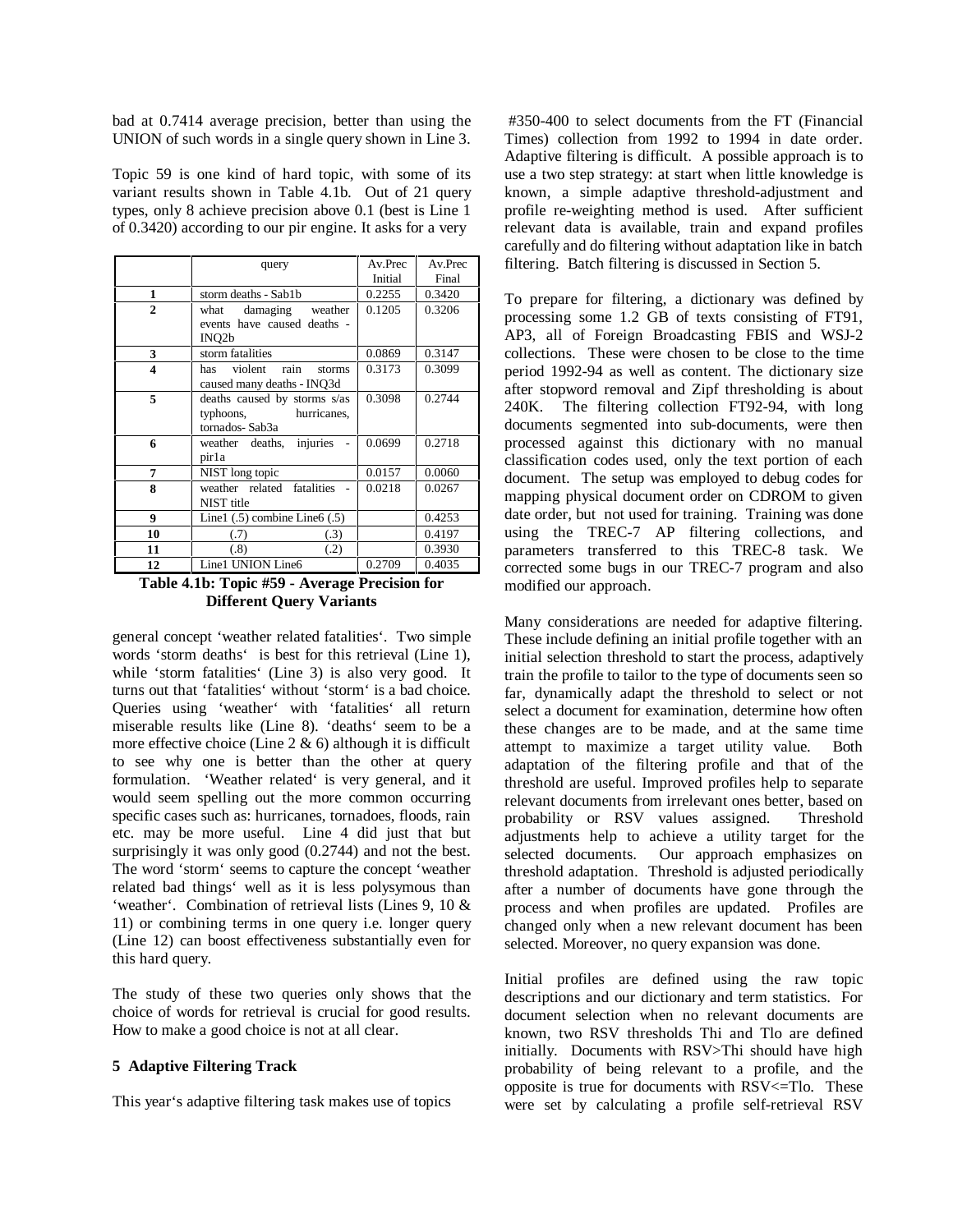bad at 0.7414 average precision, better than using the UNION of such words in a single query shown in Line 3.

Topic 59 is one kind of hard topic, with some of its variant results shown in Table 4.1b. Out of 21 query types, only 8 achieve precision above 0.1 (best is Line 1 of 0.3420) according to our pir engine. It asks for a very general concept 'weather related fatalities'. Two simple words 'storm deaths' is best for this retrieval (Line 1), while 'storm fatalities' (Line 3) is also very good. It turns out that 'fatalities' without 'storm' is a bad choice. Queries using 'weather' with 'fatalities' all return miserable results like (Line 8). 'deaths' seem to be a more effective choice (Line 2 & 6) although it is difficult to see why one is better than the other at query formulation. 'Weather related' is very general, and it would seem spelling out the more common occurring specific cases such as: hurricanes, tornadoes, floods, rain etc. may be more useful. Line 4 did just that but surprisingly it was only good (0.2744) and not the best. The word 'storm' seems to capture the concept 'weather related bad things' well as it is less polysymous than 'weather'. Combination of retrieval lists (Lines 9, 10 & 11) or combining terms in one query i.e. longer query (Line 12) can boost effectiveness substantially even for this hard query.

|  | query | Av.Prec Initial | Av.Prec Final |
|---|---|---|---|
| **1** | storm deaths - Sab1b | 0.2255 | 0.3420 |
| **2** | what damaging weather events have caused deaths - INQ2b | 0.1205 | 0.3206 |
| **3** | storm fatalities | 0.0869 | 0.3147 |
| **4** | has violent rain storms caused many deaths - INQ3d | 0.3173 | 0.3099 |
| **5** | deaths caused by storms s/as typhoons, hurricanes, tornados- Sab3a | 0.3098 | 0.2744 |
| **6** | weather deaths, injuries - pir1a | 0.0699 | 0.2718 |
| **7** | NIST long topic | 0.0157 | 0.0060 |
| **8** | weather related fatalities - NIST title | 0.0218 | 0.0267 |
| **9** | Line1 (.5) combine Line6 (.5) |  | 0.4253 |
| **10** | (.7) (.3) |  | 0.4197 |
| **11** | (.8) (.2) |  | 0.3930 |
| **12** | Line1 UNION Line6 | 0.2709 | 0.4035 |

**Table 4.1b: Topic #59 - Average Precision for Different Query Variants**

The study of these two queries only shows that the choice of words for retrieval is crucial for good results. How to make a good choice is not at all clear.

## 5 Adaptive Filtering Track

This year's adaptive filtering task makes use of topics #350-400 to select documents from the FT (Financial Times) collection from 1992 to 1994 in date order. Adaptive filtering is difficult. A possible approach is to use a two step strategy: at start when little knowledge is known, a simple adaptive threshold-adjustment and profile re-weighting method is used. After sufficient relevant data is available, train and expand profiles carefully and do filtering without adaptation like in batch filtering. Batch filtering is discussed in Section 5.

To prepare for filtering, a dictionary was defined by processing some 1.2 GB of texts consisting of FT91, AP3, all of Foreign Broadcasting FBIS and WSJ-2 collections. These were chosen to be close to the time period 1992-94 as well as content. The dictionary size after stopword removal and Zipf thresholding is about 240K. The filtering collection FT92-94, with long documents segmented into sub-documents, were then processed against this dictionary with no manual classification codes used, only the text portion of each document. The setup was employed to debug codes for mapping physical document order on CDROM to given date order, but not used for training. Training was done using the TREC-7 AP filtering collections, and parameters transferred to this TREC-8 task. We corrected some bugs in our TREC-7 program and also modified our approach.

Many considerations are needed for adaptive filtering. These include defining an initial profile together with an initial selection threshold to start the process, adaptively train the profile to tailor to the type of documents seen so far, dynamically adapt the threshold to select or not select a document for examination, determine how often these changes are to be made, and at the same time attempt to maximize a target utility value. Both adaptation of the filtering profile and that of the threshold are useful. Improved profiles help to separate relevant documents from irrelevant ones better, based on probability or RSV values assigned. Threshold adjustments help to achieve a utility target for the selected documents. Our approach emphasizes on threshold adaptation. Threshold is adjusted periodically after a number of documents have gone through the process and when profiles are updated. Profiles are changed only when a new relevant document has been selected. Moreover, no query expansion was done.

Initial profiles are defined using the raw topic descriptions and our dictionary and term statistics. For document selection when no relevant documents are known, two RSV thresholds Thi and Tlo are defined initially. Documents with RSV>Thi should have high probability of being relevant to a profile, and the opposite is true for documents with RSV<=Tlo. These were set by calculating a profile self-retrieval RSV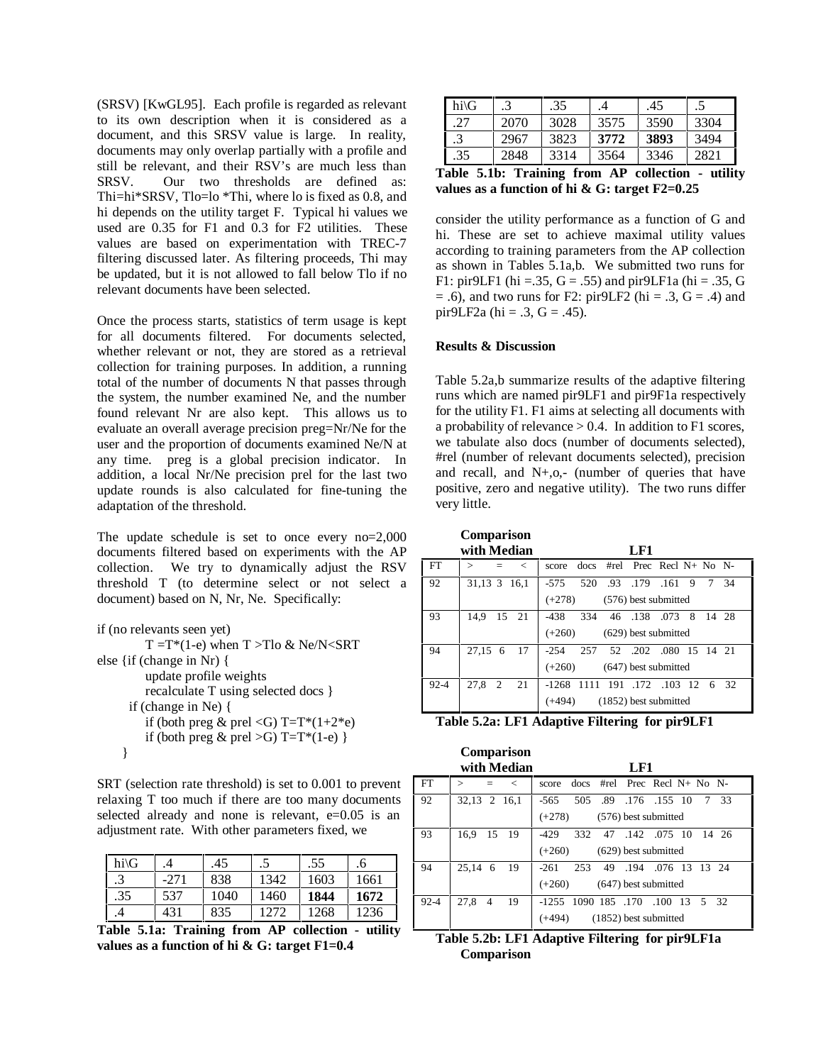(SRSV) [KwGL95]. Each profile is regarded as relevant to its own description when it is considered as a document, and this SRSV value is large. In reality, documents may only overlap partially with a profile and still be relevant, and their RSV's are much less than SRSV. Our two thresholds are defined as: Thi=hi*SRSV, Tlo=lo *Thi, where lo is fixed as 0.8, and hi depends on the utility target F. Typical hi values we used are 0.35 for F1 and 0.3 for F2 utilities. These values are based on experimentation with TREC-7 filtering discussed later. As filtering proceeds, Thi may be updated, but it is not allowed to fall below Tlo if no relevant documents have been selected.

Once the process starts, statistics of term usage is kept for all documents filtered. For documents selected, whether relevant or not, they are stored as a retrieval collection for training purposes. In addition, a running total of the number of documents N that passes through the system, the number examined Ne, and the number found relevant Nr are also kept. This allows us to evaluate an overall average precision preg=Nr/Ne for the user and the proportion of documents examined Ne/N at any time. preg is a global precision indicator. In addition, a local Nr/Ne precision prel for the last two update rounds is also calculated for fine-tuning the adaptation of the threshold.

The update schedule is set to once every no=2,000 documents filtered based on experiments with the AP collection. We try to dynamically adjust the RSV threshold T (to determine select or not select a document) based on N, Nr, Ne. Specifically:

```
if (no relevants seen yet)
        T =T*(1-e) when T >Tlo & Ne/N<SRT
else {if (change in Nr) {
        update profile weights
        recalculate T using selected docs }
     if (change in Ne) {
        if (both preg & prel <G) T=T*(1+2*e)
        if (both preg & prel >G) T=T*(1-e) }
     }
```

SRT (selection rate threshold) is set to 0.001 to prevent relaxing T too much if there are too many documents selected already and none is relevant, e=0.05 is an adjustment rate. With other parameters fixed, we

| hi\G | .4 | .45 | .5 | .55 | .6 |
|---|---|---|---|---|---|
| .3 | -271 | 838 | 1342 | 1603 | 1661 |
| .35 | 537 | 1040 | 1460 | **1844** | **1672** |
| .4 | 431 | 835 | 1272 | 1268 | 1236 |

**Table 5.1a: Training from AP collection - utility values as a function of hi & G: target F1=0.4**

| hi\G | .3 | .35 | .4 | .45 | .5 |
|---|---|---|---|---|---|
| .27 | 2070 | 3028 | 3575 | 3590 | 3304 |
| .3 | 2967 | 3823 | **3772** | **3893** | 3494 |
| .35 | 2848 | 3314 | 3564 | 3346 | 2821 |

**Table 5.1b: Training from AP collection - utility values as a function of hi & G: target F2=0.25**

consider the utility performance as a function of G and hi. These are set to achieve maximal utility values according to training parameters from the AP collection as shown in Tables 5.1a,b. We submitted two runs for F1: pir9LF1 (hi =.35, G = .55) and pir9LF1a (hi = .35, G = .6), and two runs for F2: pir9LF2 (hi = .3, G = .4) and pir9LF2a (hi = .3, G = .45).

**Results & Discussion**

Table 5.2a,b summarize results of the adaptive filtering runs which are named pir9LF1 and pir9F1a respectively for the utility F1. F1 aims at selecting all documents with a probability of relevance > 0.4. In addition to F1 scores, we tabulate also docs (number of documents selected), #rel (number of relevant documents selected), precision and recall, and N+,o,- (number of queries that have positive, zero and negative utility). The two runs differ very little.

| | Comparison with Median | | | LF1 | | | | | | | |
|---|---|---|---|---|---|---|---|---|---|---|---|
| FT | > | = | < | score | docs | #rel | Prec | Recl | N+ | No | N- |
| 92 | 31,13 | 3 | 16,1 | -575 | 520 | .93 | .179 | .161 | 9 | 7 | 34 |
| | | | | (+278) | (576) best submitted | | | | | | |
| 93 | 14,9 | 15 | 21 | -438 | 334 | 46 | .138 | .073 | 8 | 14 | 28 |
| | | | | (+260) | (629) best submitted | | | | | | |
| 94 | 27,15 | 6 | 17 | -254 | 257 | 52 | .202 | .080 | 15 | 14 | 21 |
| | | | | (+260) | (647) best submitted | | | | | | |
| 92-4 | 27,8 | 2 | 21 | -1268 | 1111 | 191 | .172 | .103 | 12 | 6 | 32 |
| | | | | (+494) | (1852) best submitted | | | | | | |

**Table 5.2a: LF1 Adaptive Filtering for pir9LF1**

| | Comparison with Median | | | LF1 | | | | | | | |
|---|---|---|---|---|---|---|---|---|---|---|---|
| FT | > | = | < | score | docs | #rel | Prec | Recl | N+ | No | N- |
| 92 | 32,13 | 2 | 16,1 | -565 | 505 | .89 | .176 | .155 | 10 | 7 | 33 |
| | | | | (+278) | (576) best submitted | | | | | | |
| 93 | 16,9 | 15 | 19 | -429 | 332 | 47 | .142 | .075 | 10 | 14 | 26 |
| | | | | (+260) | (629) best submitted | | | | | | |
| 94 | 25,14 | 6 | 19 | -261 | 253 | 49 | .194 | .076 | 13 | 13 | 24 |
| | | | | (+260) | (647) best submitted | | | | | | |
| 92-4 | 27,8 | 4 | 19 | -1255 | 1090 | 185 | .170 | .100 | 13 | 5 | 32 |
| | | | | (+494) | (1852) best submitted | | | | | | |

**Table 5.2b: LF1 Adaptive Filtering for pir9LF1a Comparison**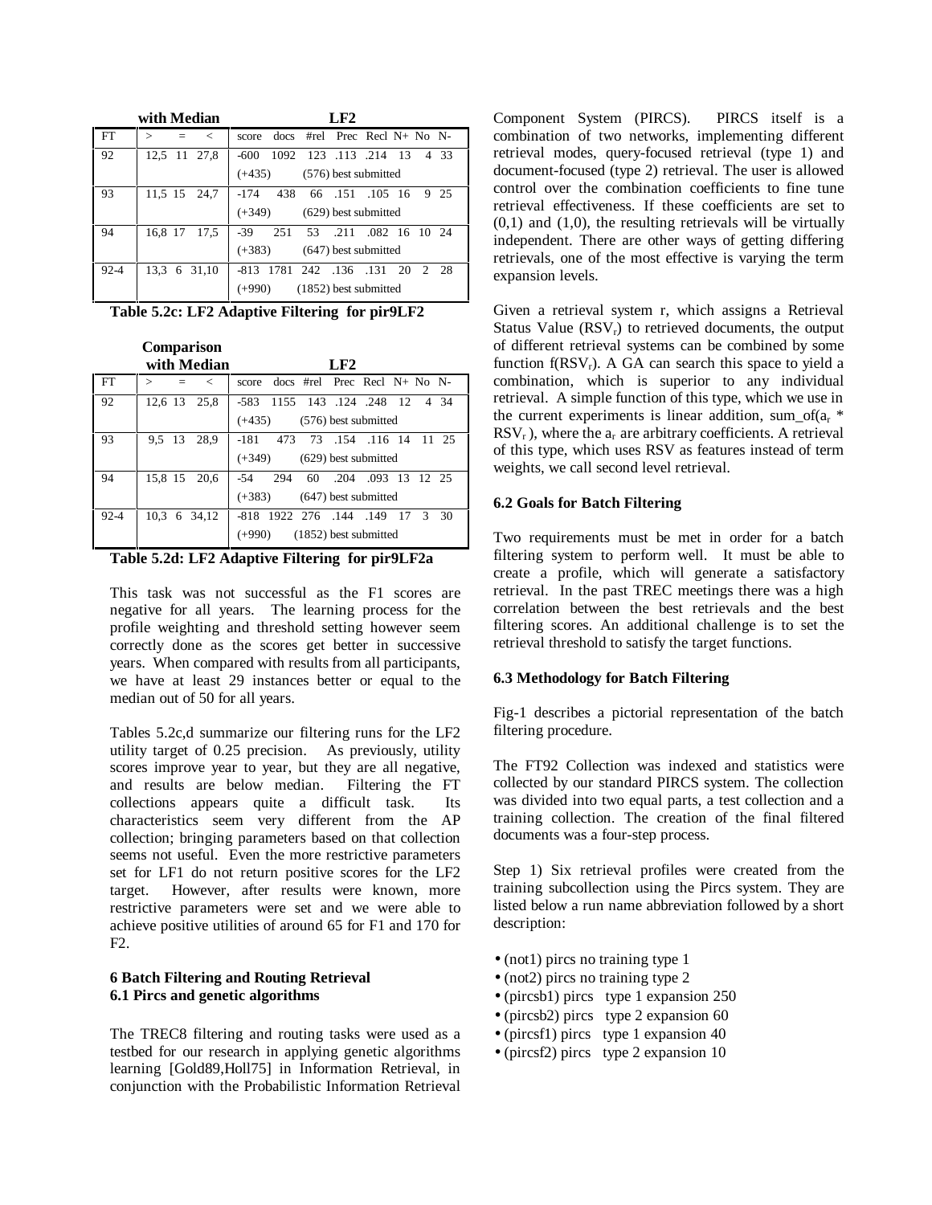| FT | Comparison with Median | | | LF2 | | | | | | | | |
|---|---|---|---|---|---|---|---|---|---|---|---|---|
| | > | = | < | score | docs | #rel | Prec | Recl | N+ | No | N- | |
| 92 | 12,5 | 11 | 27,8 | -600 | 1092 | 123 | .113 | .214 | 13 | 4 | 33 | |
| | | | | (+435) | (576) best submitted | | | | | | | |
| 93 | 11,5 | 15 | 24,7 | -174 | 438 | 66 | .151 | .105 | 16 | 9 | 25 | |
| | | | | (+349) | (629) best submitted | | | | | | | |
| 94 | 16,8 | 17 | 17,5 | -39 | 251 | 53 | .211 | .082 | 16 | 10 | 24 | |
| | | | | (+383) | (647) best submitted | | | | | | | |
| 92-4 | 13,3 | 6 | 31,10 | -813 | 1781 | 242 | .136 | .131 | 20 | 2 | 28 | |
| | | | | (+990) | (1852) best submitted | | | | | | | |

**Table 5.2c: LF2 Adaptive Filtering for pir9LF2**

| FT | Comparison with Median | | | LF2 | | | | | | | | |
|---|---|---|---|---|---|---|---|---|---|---|---|---|
| | > | = | < | score | docs | #rel | Prec | Recl | N+ | No | N- | |
| 92 | 12,6 | 13 | 25,8 | -583 | 1155 | 143 | .124 | .248 | 12 | 4 | 34 | |
| | | | | (+435) | (576) best submitted | | | | | | | |
| 93 | 9,5 | 13 | 28,9 | -181 | 473 | 73 | .154 | .116 | 14 | 11 | 25 | |
| | | | | (+349) | (629) best submitted | | | | | | | |
| 94 | 15,8 | 15 | 20,6 | -54 | 294 | 60 | .204 | .093 | 13 | 12 | 25 | |
| | | | | (+383) | (647) best submitted | | | | | | | |
| 92-4 | 10,3 | 6 | 34,12 | -818 | 1922 | 276 | .144 | .149 | 17 | 3 | 30 | |
| | | | | (+990) | (1852) best submitted | | | | | | | |

**Table 5.2d: LF2 Adaptive Filtering for pir9LF2a**

This task was not successful as the F1 scores are negative for all years. The learning process for the profile weighting and threshold setting however seem correctly done as the scores get better in successive years. When compared with results from all participants, we have at least 29 instances better or equal to the median out of 50 for all years.

Tables 5.2c,d summarize our filtering runs for the LF2 utility target of 0.25 precision. As previously, utility scores improve year to year, but they are all negative, and results are below median. Filtering the FT collections appears quite a difficult task. Its characteristics seem very different from the AP collection; bringing parameters based on that collection seems not useful. Even the more restrictive parameters set for LF1 do not return positive scores for the LF2 target. However, after results were known, more restrictive parameters were set and we were able to achieve positive utilities of around 65 for F1 and 170 for F2.

## 6 Batch Filtering and Routing Retrieval

### 6.1 Pircs and genetic algorithms

The TREC8 filtering and routing tasks were used as a testbed for our research in applying genetic algorithms learning [Gold89,Holl75] in Information Retrieval, in conjunction with the Probabilistic Information Retrieval Component System (PIRCS). PIRCS itself is a combination of two networks, implementing different retrieval modes, query-focused retrieval (type 1) and document-focused (type 2) retrieval. The user is allowed control over the combination coefficients to fine tune retrieval effectiveness. If these coefficients are set to (0,1) and (1,0), the resulting retrievals will be virtually independent. There are other ways of getting differing retrievals, one of the most effective is varying the term expansion levels.

Given a retrieval system r, which assigns a Retrieval Status Value ($RSV_r$) to retrieved documents, the output of different retrieval systems can be combined by some function $f(RSV_r)$. A GA can search this space to yield a combination, which is superior to any individual retrieval. A simple function of this type, which we use in the current experiments is linear addition, sum_of($a_r$ * $RSV_r$ ), where the $a_r$ are arbitrary coefficients. A retrieval of this type, which uses RSV as features instead of term weights, we call second level retrieval.

### 6.2 Goals for Batch Filtering

Two requirements must be met in order for a batch filtering system to perform well. It must be able to create a profile, which will generate a satisfactory retrieval. In the past TREC meetings there was a high correlation between the best retrievals and the best filtering scores. An additional challenge is to set the retrieval threshold to satisfy the target functions.

### 6.3 Methodology for Batch Filtering

Fig-1 describes a pictorial representation of the batch filtering procedure.

The FT92 Collection was indexed and statistics were collected by our standard PIRCS system. The collection was divided into two equal parts, a test collection and a training collection. The creation of the final filtered documents was a four-step process.

Step 1) Six retrieval profiles were created from the training subcollection using the Pircs system. They are listed below a run name abbreviation followed by a short description:

- (not1) pircs no training type 1
- (not2) pircs no training type 2
- (pircsb1) pircs type 1 expansion 250
- (pircsb2) pircs type 2 expansion 60
- (pircsf1) pircs type 1 expansion 40
- (pircsf2) pircs type 2 expansion 10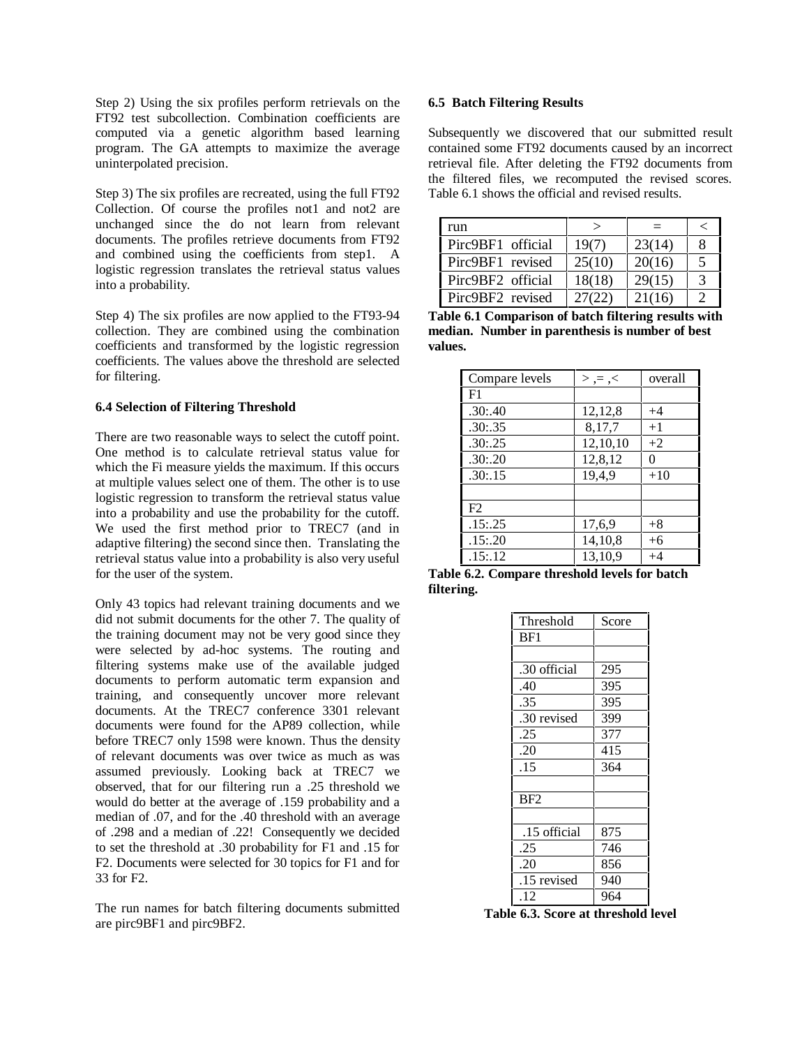Step 2) Using the six profiles perform retrievals on the FT92 test subcollection. Combination coefficients are computed via a genetic algorithm based learning program. The GA attempts to maximize the average uninterpolated precision.

Step 3) The six profiles are recreated, using the full FT92 Collection. Of course the profiles not1 and not2 are unchanged since the do not learn from relevant documents. The profiles retrieve documents from FT92 and combined using the coefficients from step1. A logistic regression translates the retrieval status values into a probability.

Step 4) The six profiles are now applied to the FT93-94 collection. They are combined using the combination coefficients and transformed by the logistic regression coefficients. The values above the threshold are selected for filtering.

**6.4 Selection of Filtering Threshold**

There are two reasonable ways to select the cutoff point. One method is to calculate retrieval status value for which the Fi measure yields the maximum. If this occurs at multiple values select one of them. The other is to use logistic regression to transform the retrieval status value into a probability and use the probability for the cutoff. We used the first method prior to TREC7 (and in adaptive filtering) the second since then. Translating the retrieval status value into a probability is also very useful for the user of the system.

Only 43 topics had relevant training documents and we did not submit documents for the other 7. The quality of the training document may not be very good since they were selected by ad-hoc systems. The routing and filtering systems make use of the available judged documents to perform automatic term expansion and training, and consequently uncover more relevant documents. At the TREC7 conference 3301 relevant documents were found for the AP89 collection, while before TREC7 only 1598 were known. Thus the density of relevant documents was over twice as much as was assumed previously. Looking back at TREC7 we observed, that for our filtering run a .25 threshold we would do better at the average of .159 probability and a median of .07, and for the .40 threshold with an average of .298 and a median of .22! Consequently we decided to set the threshold at .30 probability for F1 and .15 for F2. Documents were selected for 30 topics for F1 and for 33 for F2.

The run names for batch filtering documents submitted are pirc9BF1 and pirc9BF2.

**6.5 Batch Filtering Results**

Subsequently we discovered that our submitted result contained some FT92 documents caused by an incorrect retrieval file. After deleting the FT92 documents from the filtered files, we recomputed the revised scores. Table 6.1 shows the official and revised results.

| run | > | = | < |
|---|---|---|---|
| Pirc9BF1 official | 19(7) | 23(14) | 8 |
| Pirc9BF1 revised | 25(10) | 20(16) | 5 |
| Pirc9BF2 official | 18(18) | 29(15) | 3 |
| Pirc9BF2 revised | 27(22) | 21(16) | 2 |

**Table 6.1 Comparison of batch filtering results with median. Number in parenthesis is number of best values.**

| Compare levels | >,=,< | overall |
|---|---|---|
| F1 | | |
| .30:.40 | 12,12,8 | +4 |
| .30:.35 | 8,17,7 | +1 |
| .30:.25 | 12,10,10 | +2 |
| .30:.20 | 12,8,12 | 0 |
| .30:.15 | 19,4,9 | +10 |
| | | |
| F2 | | |
| .15:.25 | 17,6,9 | +8 |
| .15:.20 | 14,10,8 | +6 |
| .15:.12 | 13,10,9 | +4 |

**Table 6.2. Compare threshold levels for batch filtering.**

| Threshold | Score |
|---|---|
| BF1 | |
| | |
| .30 official | 295 |
| .40 | 395 |
| .35 | 395 |
| .30 revised | 399 |
| .25 | 377 |
| .20 | 415 |
| .15 | 364 |
| | |
| BF2 | |
| | |
| .15 official | 875 |
| .25 | 746 |
| .20 | 856 |
| .15 revised | 940 |
| .12 | 964 |

**Table 6.3. Score at threshold level**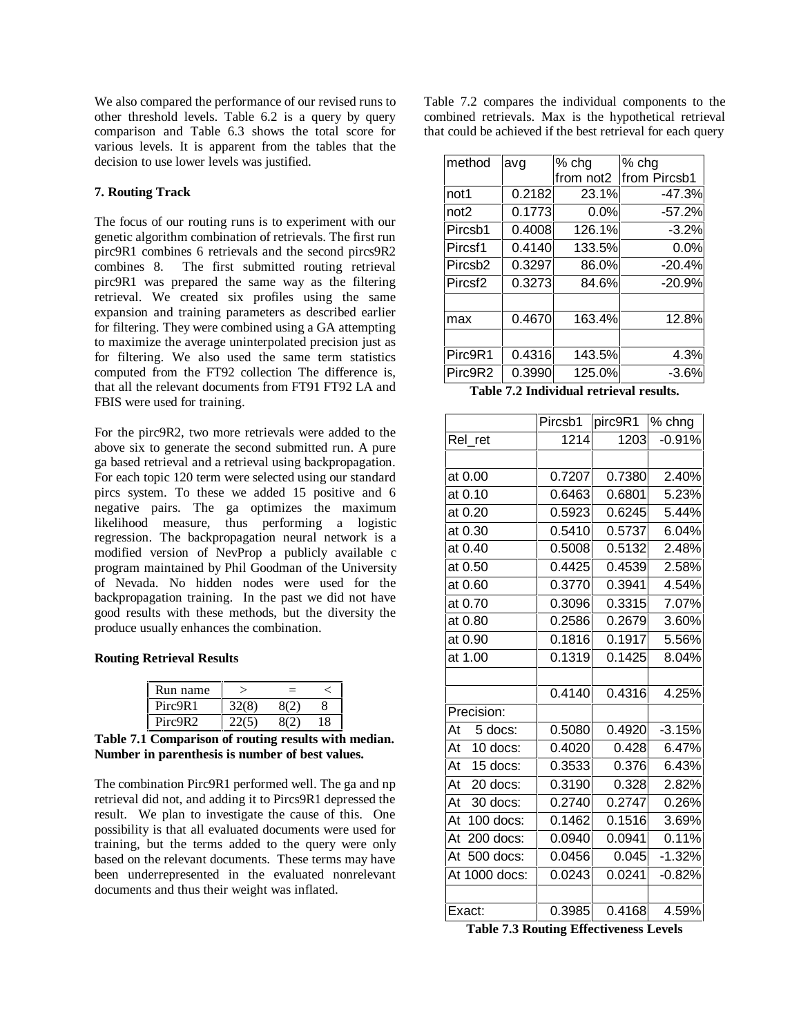We also compared the performance of our revised runs to other threshold levels. Table 6.2 is a query by query comparison and Table 6.3 shows the total score for various levels. It is apparent from the tables that the decision to use lower levels was justified.

**7. Routing Track**

The focus of our routing runs is to experiment with our genetic algorithm combination of retrievals. The first run pirc9R1 combines 6 retrievals and the second pircs9R2 combines 8. The first submitted routing retrieval pirc9R1 was prepared the same way as the filtering retrieval. We created six profiles using the same expansion and training parameters as described earlier for filtering. They were combined using a GA attempting to maximize the average uninterpolated precision just as for filtering. We also used the same term statistics computed from the FT92 collection The difference is, that all the relevant documents from FT91 FT92 LA and FBIS were used for training.

For the pirc9R2, two more retrievals were added to the above six to generate the second submitted run. A pure ga based retrieval and a retrieval using backpropagation. For each topic 120 term were selected using our standard pircs system. To these we added 15 positive and 6 negative pairs. The ga optimizes the maximum likelihood measure, thus performing a logistic regression. The backpropagation neural network is a modified version of NevProp a publicly available c program maintained by Phil Goodman of the University of Nevada. No hidden nodes were used for the backpropagation training. In the past we did not have good results with these methods, but the diversity the produce usually enhances the combination.

**Routing Retrieval Results**

| Run name | > | = | < |
|---|---|---|---|
| Pirc9R1 | 32(8) | 8(2) | 8 |
| Pirc9R2 | 22(5) | 8(2) | 18 |

**Table 7.1 Comparison of routing results with median. Number in parenthesis is number of best values.**

The combination Pirc9R1 performed well. The ga and np retrieval did not, and adding it to Pircs9R1 depressed the result. We plan to investigate the cause of this. One possibility is that all evaluated documents were used for training, but the terms added to the query were only based on the relevant documents. These terms may have been underrepresented in the evaluated nonrelevant documents and thus their weight was inflated.

Table 7.2 compares the individual components to the combined retrievals. Max is the hypothetical retrieval that could be achieved if the best retrieval for each query

| method | avg | % chg from not2 | % chg from Pircsb1 |
|---|---|---|---|
| not1 | 0.2182 | 23.1% | -47.3% |
| not2 | 0.1773 | 0.0% | -57.2% |
| Pircsb1 | 0.4008 | 126.1% | -3.2% |
| Pircsf1 | 0.4140 | 133.5% | 0.0% |
| Pircsb2 | 0.3297 | 86.0% | -20.4% |
| Pircsf2 | 0.3273 | 84.6% | -20.9% |
| | | | |
| max | 0.4670 | 163.4% | 12.8% |
| | | | |
| Pirc9R1 | 0.4316 | 143.5% | 4.3% |
| Pirc9R2 | 0.3990 | 125.0% | -3.6% |

**Table 7.2 Individual retrieval results.**

| | Pircsb1 | pirc9R1 | % chng |
|---|---|---|---|
| Rel_ret | 1214 | 1203 | -0.91% |
| | | | |
| at 0.00 | 0.7207 | 0.7380 | 2.40% |
| at 0.10 | 0.6463 | 0.6801 | 5.23% |
| at 0.20 | 0.5923 | 0.6245 | 5.44% |
| at 0.30 | 0.5410 | 0.5737 | 6.04% |
| at 0.40 | 0.5008 | 0.5132 | 2.48% |
| at 0.50 | 0.4425 | 0.4539 | 2.58% |
| at 0.60 | 0.3770 | 0.3941 | 4.54% |
| at 0.70 | 0.3096 | 0.3315 | 7.07% |
| at 0.80 | 0.2586 | 0.2679 | 3.60% |
| at 0.90 | 0.1816 | 0.1917 | 5.56% |
| at 1.00 | 0.1319 | 0.1425 | 8.04% |
| | | | |
| | 0.4140 | 0.4316 | 4.25% |
| Precision: | | | |
| At 5 docs: | 0.5080 | 0.4920 | -3.15% |
| At 10 docs: | 0.4020 | 0.428 | 6.47% |
| At 15 docs: | 0.3533 | 0.376 | 6.43% |
| At 20 docs: | 0.3190 | 0.328 | 2.82% |
| At 30 docs: | 0.2740 | 0.2747 | 0.26% |
| At 100 docs: | 0.1462 | 0.1516 | 3.69% |
| At 200 docs: | 0.0940 | 0.0941 | 0.11% |
| At 500 docs: | 0.0456 | 0.045 | -1.32% |
| At 1000 docs: | 0.0243 | 0.0241 | -0.82% |
| | | | |
| Exact: | 0.3985 | 0.4168 | 4.59% |

**Table 7.3 Routing Effectiveness Levels**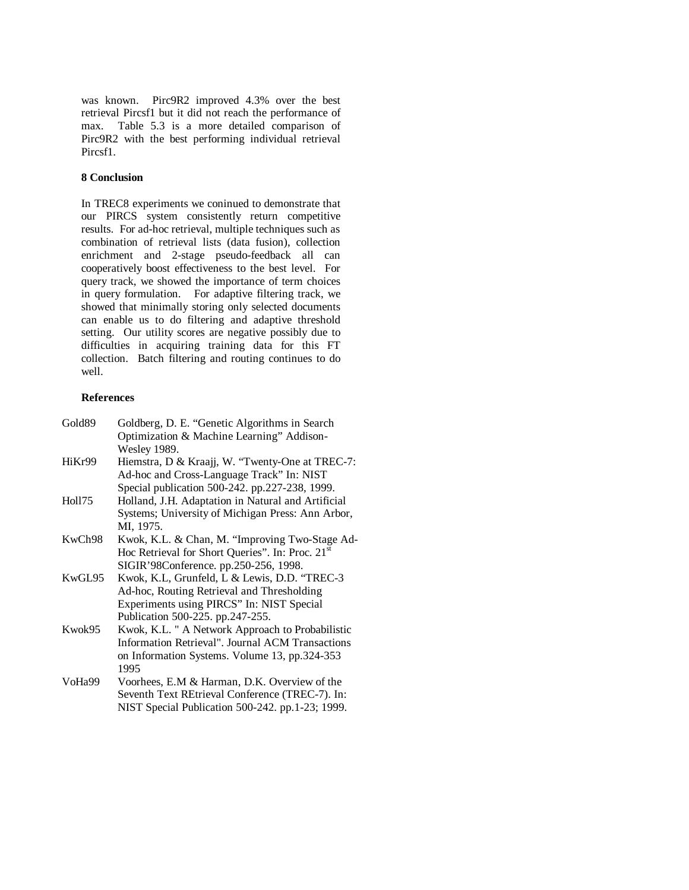was known. Pirc9R2 improved 4.3% over the best retrieval Pircsf1 but it did not reach the performance of max. Table 5.3 is a more detailed comparison of Pirc9R2 with the best performing individual retrieval Pircsf1.

## 8 Conclusion

In TREC8 experiments we coninued to demonstrate that our PIRCS system consistently return competitive results. For ad-hoc retrieval, multiple techniques such as combination of retrieval lists (data fusion), collection enrichment and 2-stage pseudo-feedback all can cooperatively boost effectiveness to the best level. For query track, we showed the importance of term choices in query formulation. For adaptive filtering track, we showed that minimally storing only selected documents can enable us to do filtering and adaptive threshold setting. Our utility scores are negative possibly due to difficulties in acquiring training data for this FT collection. Batch filtering and routing continues to do well.

## References

- Gold89 Goldberg, D. E. "Genetic Algorithms in Search Optimization & Machine Learning" Addison-Wesley 1989.
- HiKr99 Hiemstra, D & Kraajj, W. "Twenty-One at TREC-7: Ad-hoc and Cross-Language Track" In: NIST Special publication 500-242. pp.227-238, 1999.
- Holl75 Holland, J.H. Adaptation in Natural and Artificial Systems; University of Michigan Press: Ann Arbor, MI, 1975.
- KwCh98 Kwok, K.L. & Chan, M. "Improving Two-Stage Ad-Hoc Retrieval for Short Queries". In: Proc. 21st SIGIR'98Conference. pp.250-256, 1998.
- KwGL95 Kwok, K.L, Grunfeld, L & Lewis, D.D. "TREC-3 Ad-hoc, Routing Retrieval and Thresholding Experiments using PIRCS" In: NIST Special Publication 500-225. pp.247-255.
- Kwok95 Kwok, K.L. " A Network Approach to Probabilistic Information Retrieval". Journal ACM Transactions on Information Systems. Volume 13, pp.324-353 1995
- VoHa99 Voorhees, E.M & Harman, D.K. Overview of the Seventh Text REtrieval Conference (TREC-7). In: NIST Special Publication 500-242. pp.1-23; 1999.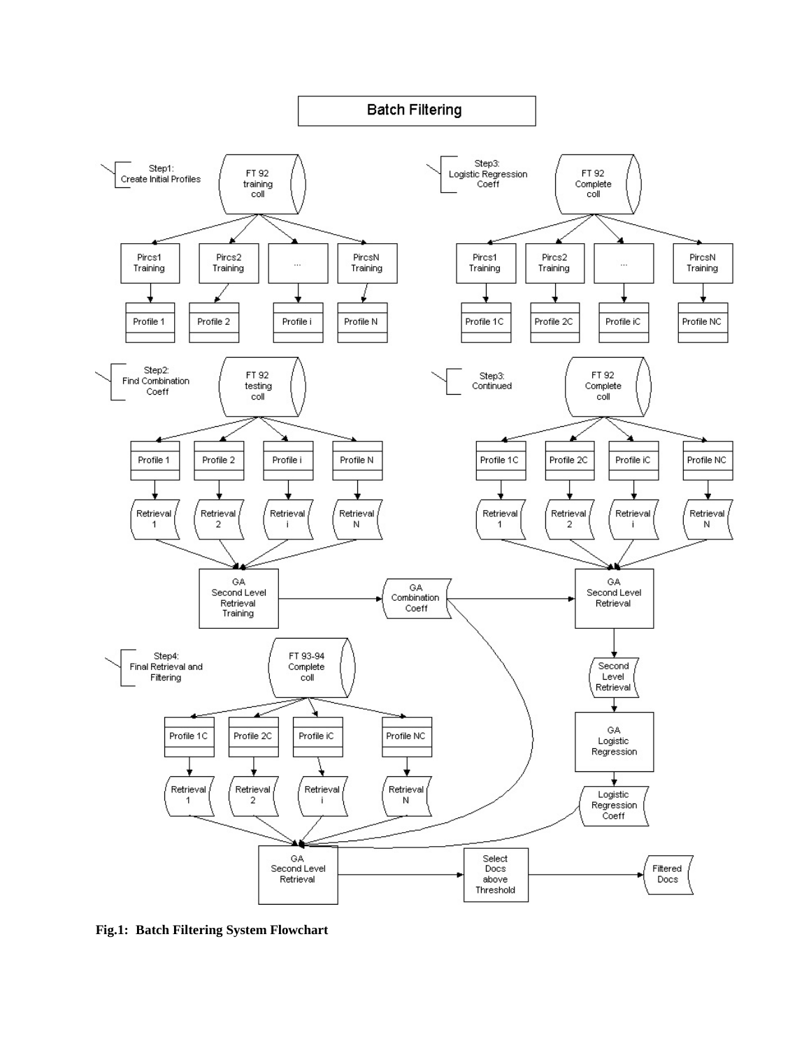Batch Filtering

Step1:
Create Initial Profiles

FT 92
training
coll

Pircs1
Training

Pircs2
Training

...

PircsN
Training

Profile 1

Profile 2

Profile i

Profile N

Step3:
Logistic Regression
Coeff

FT 92
Complete
coll

Pircs1
Training

Pircs2
Training

...

PircsN
Training

Profile 1C

Profile 2C

Profile iC

Profile NC

Step2:
Find Combination
Coeff

FT 92
testing
coll

Profile 1

Profile 2

Profile i

Profile N

Retrieval
1

Retrieval
2

Retrieval
i

Retrieval
N

GA
Second Level
Retrieval
Training

GA
Combination
Coeff

Step3:
Continued

FT 92
Complete
coll

Profile 1C

Profile 2C

Profile iC

Profile NC

Retrieval
1

Retrieval
2

Retrieval
i

Retrieval
N

GA
Second Level
Retrieval

Second
Level
Retrieval

GA
Logistic
Regression

Logistic
Regression
Coeff

Step4:
Final Retrieval and
Filtering

FT 93-94
Complete
coll

Profile 1C

Profile 2C

Profile iC

Profile NC

Retrieval
1

Retrieval
2

Retrieval
i

Retrieval
N

GA
Second Level
Retrieval

Select
Docs
above
Threshold

Filtered
Docs

**Fig.1: Batch Filtering System Flowchart**